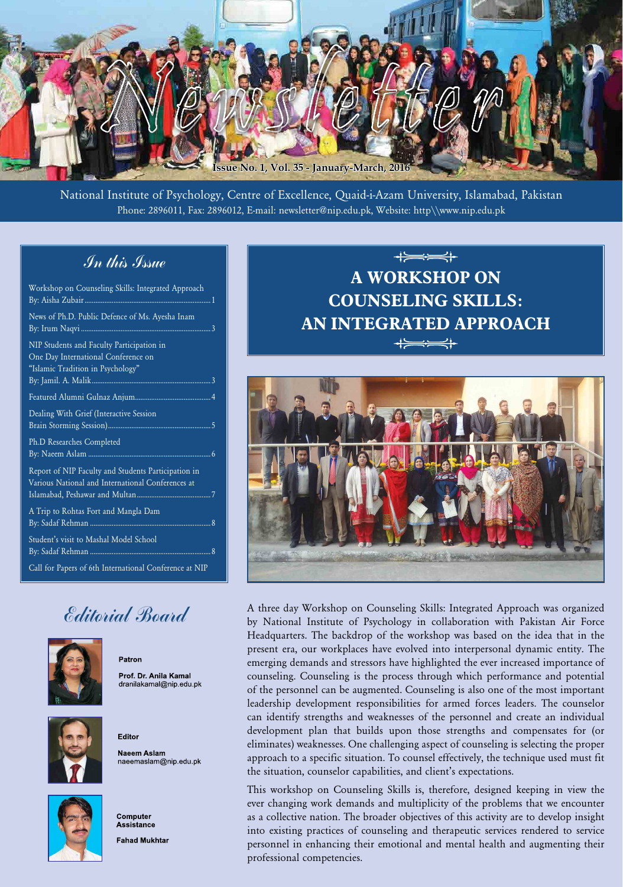# Newsletter

**Issue No. 1, Vol. 35 - January-March, 2016**

National Institute of Psychology, Centre of Excellence, Quaid-i-Azam University, Islamabad, Pakistan
Phone: 2896011, Fax: 2896012, E-mail: newsletter@nip.edu.pk, Website: http\\www.nip.edu.pk

## In this Issue

- Workshop on Counseling Skills: Integrated Approach By: Aisha Zubair ... 1
- News of Ph.D. Public Defence of Ms. Ayesha Inam By: Irum Naqvi ... 3
- NIP Students and Faculty Participation in One Day International Conference on "Islamic Tradition in Psychology" By: Jamil. A. Malik ... 3
- Featured Alumni Gulnaz Anjum ... 4
- Dealing With Grief (Interactive Session Brain Storming Session) ... 5
- Ph.D Researches Completed By: Naeem Aslam ... 6
- Report of NIP Faculty and Students Participation in Various National and International Conferences at Islamabad, Peshawar and Multan ... 7
- A Trip to Rohtas Fort and Mangla Dam By: Sadaf Rehman ... 8
- Student's visit to Mashal Model School By: Sadaf Rehman ... 8
- Call for Papers of 6th International Conference at NIP

## Editorial Board

**Patron**
Prof. Dr. Anila Kamal
dranilakamal@nip.edu.pk

**Editor**
Naeem Aslam
naeemaslam@nip.edu.pk

**Computer Assistance**
Fahad Mukhtar

# A WORKSHOP ON COUNSELING SKILLS: AN INTEGRATED APPROACH

A three day Workshop on Counseling Skills: Integrated Approach was organized by National Institute of Psychology in collaboration with Pakistan Air Force Headquarters. The backdrop of the workshop was based on the idea that in the present era, our workplaces have evolved into interpersonal dynamic entity. The emerging demands and stressors have highlighted the ever increased importance of counseling. Counseling is the process through which performance and potential of the personnel can be augmented. Counseling is also one of the most important leadership development responsibilities for armed forces leaders. The counselor can identify strengths and weaknesses of the personnel and create an individual development plan that builds upon those strengths and compensates for (or eliminates) weaknesses. One challenging aspect of counseling is selecting the proper approach to a specific situation. To counsel effectively, the technique used must fit the situation, counselor capabilities, and client's expectations.

This workshop on Counseling Skills is, therefore, designed keeping in view the ever changing work demands and multiplicity of the problems that we encounter as a collective nation. The broader objectives of this activity are to develop insight into existing practices of counseling and therapeutic services rendered to service personnel in enhancing their emotional and mental health and augmenting their professional competencies.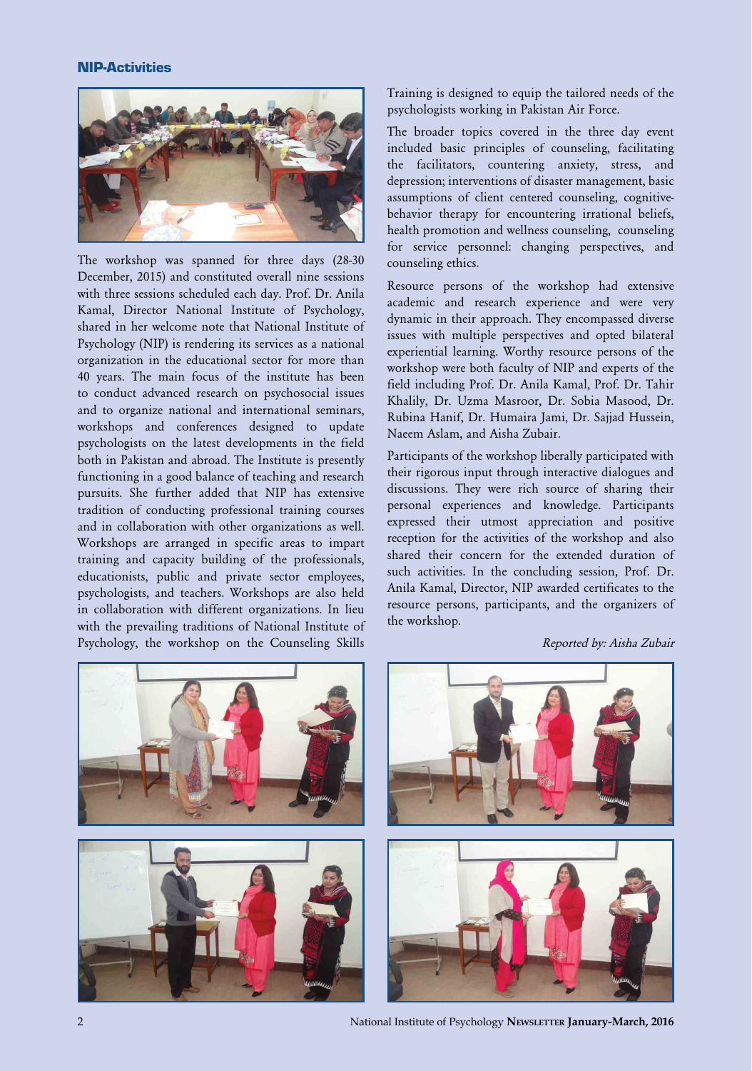## NIP-Activities

The workshop was spanned for three days (28-30 December, 2015) and constituted overall nine sessions with three sessions scheduled each day. Prof. Dr. Anila Kamal, Director National Institute of Psychology, shared in her welcome note that National Institute of Psychology (NIP) is rendering its services as a national organization in the educational sector for more than 40 years. The main focus of the institute has been to conduct advanced research on psychosocial issues and to organize national and international seminars, workshops and conferences designed to update psychologists on the latest developments in the field both in Pakistan and abroad. The Institute is presently functioning in a good balance of teaching and research pursuits. She further added that NIP has extensive tradition of conducting professional training courses and in collaboration with other organizations as well. Workshops are arranged in specific areas to impart training and capacity building of the professionals, educationists, public and private sector employees, psychologists, and teachers. Workshops are also held in collaboration with different organizations. In lieu with the prevailing traditions of National Institute of Psychology, the workshop on the Counseling Skills Training is designed to equip the tailored needs of the psychologists working in Pakistan Air Force.

The broader topics covered in the three day event included basic principles of counseling, facilitating the facilitators, countering anxiety, stress, and depression; interventions of disaster management, basic assumptions of client centered counseling, cognitive-behavior therapy for encountering irrational beliefs, health promotion and wellness counseling, counseling for service personnel: changing perspectives, and counseling ethics.

Resource persons of the workshop had extensive academic and research experience and were very dynamic in their approach. They encompassed diverse issues with multiple perspectives and opted bilateral experiential learning. Worthy resource persons of the workshop were both faculty of NIP and experts of the field including Prof. Dr. Anila Kamal, Prof. Dr. Tahir Khalily, Dr. Uzma Masroor, Dr. Sobia Masood, Dr. Rubina Hanif, Dr. Humaira Jami, Dr. Sajjad Hussein, Naeem Aslam, and Aisha Zubair.

Participants of the workshop liberally participated with their rigorous input through interactive dialogues and discussions. They were rich source of sharing their personal experiences and knowledge. Participants expressed their utmost appreciation and positive reception for the activities of the workshop and also shared their concern for the extended duration of such activities. In the concluding session, Prof. Dr. Anila Kamal, Director, NIP awarded certificates to the resource persons, participants, and the organizers of the workshop.

*Reported by: Aisha Zubair*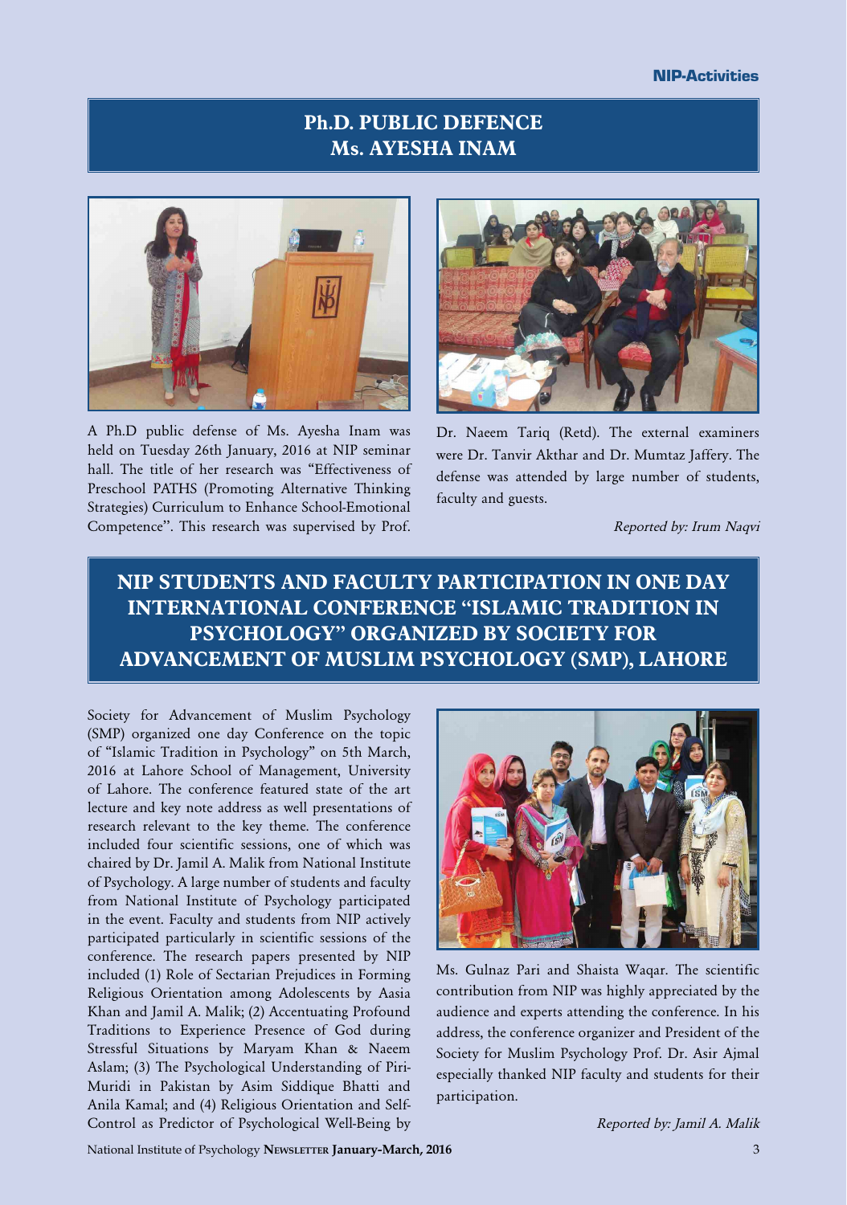## Ph.D. PUBLIC DEFENCE
## Ms. AYESHA INAM

A Ph.D public defense of Ms. Ayesha Inam was held on Tuesday 26th January, 2016 at NIP seminar hall. The title of her research was "Effectiveness of Preschool PATHS (Promoting Alternative Thinking Strategies) Curriculum to Enhance School-Emotional Competence". This research was supervised by Prof. Dr. Naeem Tariq (Retd). The external examiners were Dr. Tanvir Akthar and Dr. Mumtaz Jaffery. The defense was attended by large number of students, faculty and guests.

*Reported by: Irum Naqvi*

## NIP STUDENTS AND FACULTY PARTICIPATION IN ONE DAY INTERNATIONAL CONFERENCE "ISLAMIC TRADITION IN PSYCHOLOGY" ORGANIZED BY SOCIETY FOR ADVANCEMENT OF MUSLIM PSYCHOLOGY (SMP), LAHORE

Society for Advancement of Muslim Psychology (SMP) organized one day Conference on the topic of "Islamic Tradition in Psychology" on 5th March, 2016 at Lahore School of Management, University of Lahore. The conference featured state of the art lecture and key note address as well presentations of research relevant to the key theme. The conference included four scientific sessions, one of which was chaired by Dr. Jamil A. Malik from National Institute of Psychology. A large number of students and faculty from National Institute of Psychology participated in the event. Faculty and students from NIP actively participated particularly in scientific sessions of the conference. The research papers presented by NIP included (1) Role of Sectarian Prejudices in Forming Religious Orientation among Adolescents by Aasia Khan and Jamil A. Malik; (2) Accentuating Profound Traditions to Experience Presence of God during Stressful Situations by Maryam Khan & Naeem Aslam; (3) The Psychological Understanding of Piri-Muridi in Pakistan by Asim Siddique Bhatti and Anila Kamal; and (4) Religious Orientation and Self-Control as Predictor of Psychological Well-Being by Ms. Gulnaz Pari and Shaista Waqar. The scientific contribution from NIP was highly appreciated by the audience and experts attending the conference. In his address, the conference organizer and President of the Society for Muslim Psychology Prof. Dr. Asir Ajmal especially thanked NIP faculty and students for their participation.

*Reported by: Jamil A. Malik*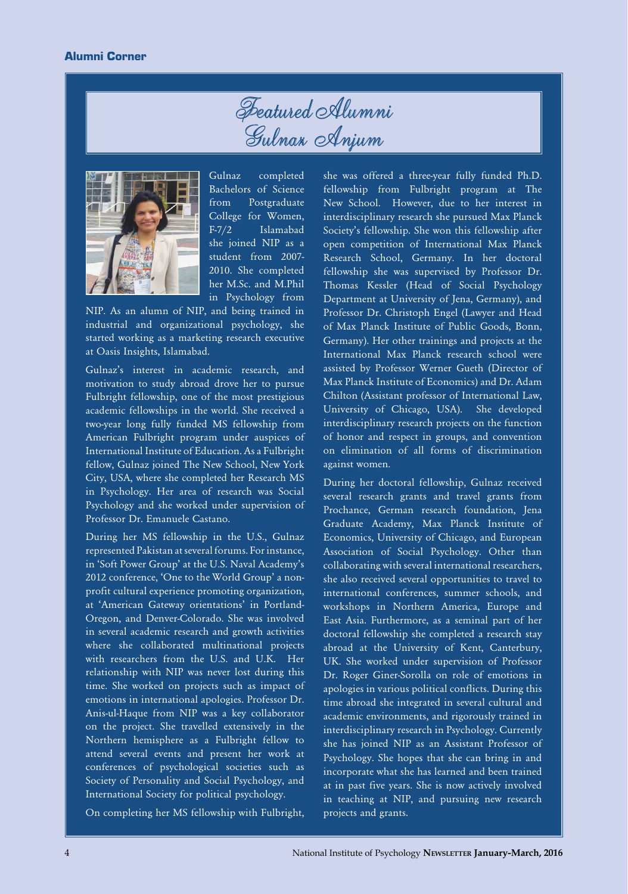# Featured Alumni
## Gulnaz Anjum

Gulnaz completed Bachelors of Science from Postgraduate College for Women, F-7/2 Islamabad she joined NIP as a student from 2007-2010. She completed her M.Sc. and M.Phil in Psychology from NIP. As an alumn of NIP, and being trained in industrial and organizational psychology, she started working as a marketing research executive at Oasis Insights, Islamabad.

Gulnaz's interest in academic research, and motivation to study abroad drove her to pursue Fulbright fellowship, one of the most prestigious academic fellowships in the world. She received a two-year long fully funded MS fellowship from American Fulbright program under auspices of International Institute of Education. As a Fulbright fellow, Gulnaz joined The New School, New York City, USA, where she completed her Research MS in Psychology. Her area of research was Social Psychology and she worked under supervision of Professor Dr. Emanuele Castano.

During her MS fellowship in the U.S., Gulnaz represented Pakistan at several forums. For instance, in 'Soft Power Group' at the U.S. Naval Academy's 2012 conference, 'One to the World Group' a non-profit cultural experience promoting organization, at 'American Gateway orientations' in Portland-Oregon, and Denver-Colorado. She was involved in several academic research and growth activities where she collaborated multinational projects with researchers from the U.S. and U.K. Her relationship with NIP was never lost during this time. She worked on projects such as impact of emotions in international apologies. Professor Dr. Anis-ul-Haque from NIP was a key collaborator on the project. She travelled extensively in the Northern hemisphere as a Fulbright fellow to attend several events and present her work at conferences of psychological societies such as Society of Personality and Social Psychology, and International Society for political psychology.

On completing her MS fellowship with Fulbright, she was offered a three-year fully funded Ph.D. fellowship from Fulbright program at The New School. However, due to her interest in interdisciplinary research she pursued Max Planck Society's fellowship. She won this fellowship after open competition of International Max Planck Research School, Germany. In her doctoral fellowship she was supervised by Professor Dr. Thomas Kessler (Head of Social Psychology Department at University of Jena, Germany), and Professor Dr. Christoph Engel (Lawyer and Head of Max Planck Institute of Public Goods, Bonn, Germany). Her other trainings and projects at the International Max Planck research school were assisted by Professor Werner Gueth (Director of Max Planck Institute of Economics) and Dr. Adam Chilton (Assistant professor of International Law, University of Chicago, USA). She developed interdisciplinary research projects on the function of honor and respect in groups, and convention on elimination of all forms of discrimination against women.

During her doctoral fellowship, Gulnaz received several research grants and travel grants from Prochance, German research foundation, Jena Graduate Academy, Max Planck Institute of Economics, University of Chicago, and European Association of Social Psychology. Other than collaborating with several international researchers, she also received several opportunities to travel to international conferences, summer schools, and workshops in Northern America, Europe and East Asia. Furthermore, as a seminal part of her doctoral fellowship she completed a research stay abroad at the University of Kent, Canterbury, UK. She worked under supervision of Professor Dr. Roger Giner-Sorolla on role of emotions in apologies in various political conflicts. During this time abroad she integrated in several cultural and academic environments, and rigorously trained in interdisciplinary research in Psychology. Currently she has joined NIP as an Assistant Professor of Psychology. She hopes that she can bring in and incorporate what she has learned and been trained at in past five years. She is now actively involved in teaching at NIP, and pursuing new research projects and grants.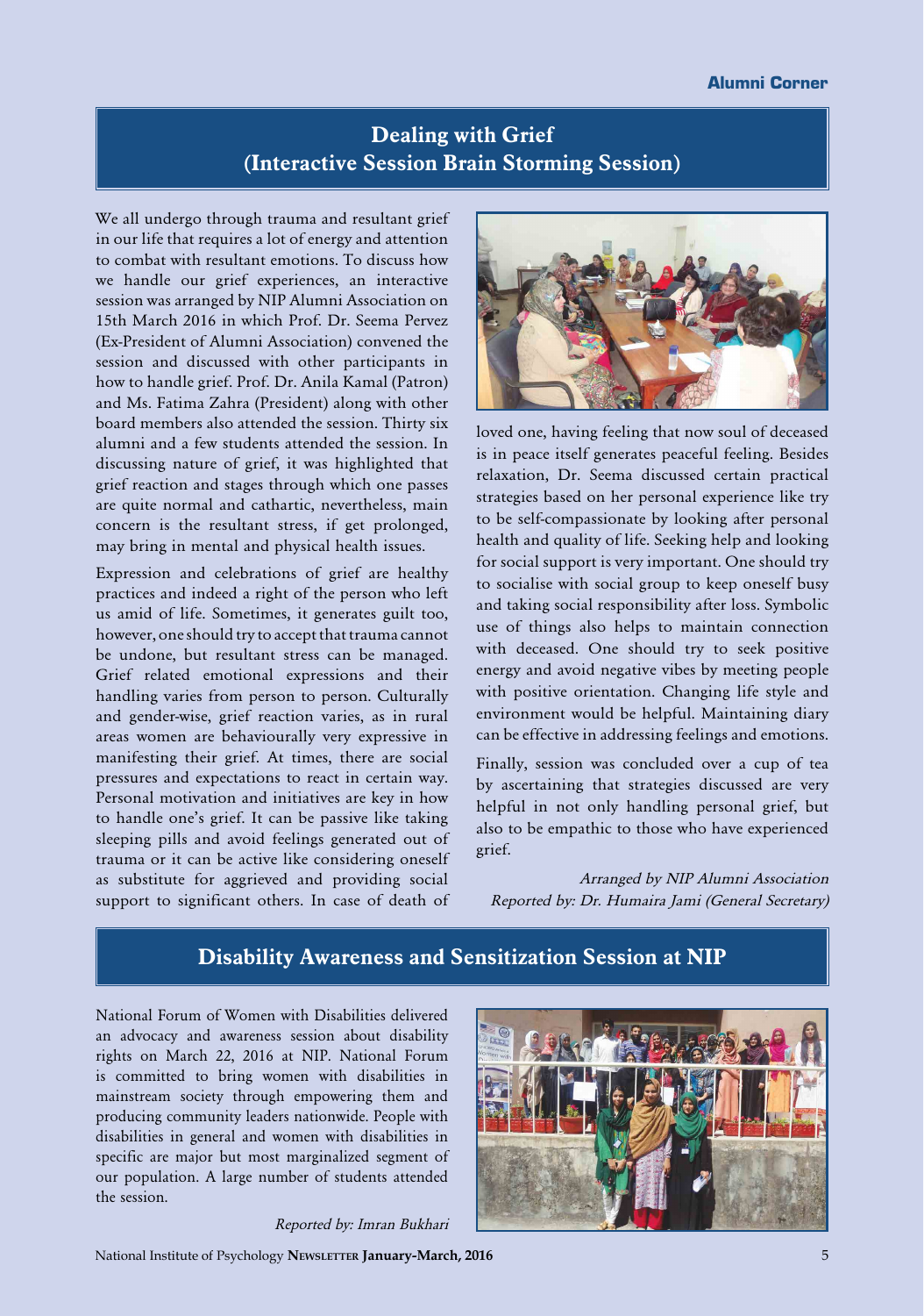Alumni Corner

## Dealing with Grief (Interactive Session Brain Storming Session)

We all undergo through trauma and resultant grief in our life that requires a lot of energy and attention to combat with resultant emotions. To discuss how we handle our grief experiences, an interactive session was arranged by NIP Alumni Association on 15th March 2016 in which Prof. Dr. Seema Pervez (Ex-President of Alumni Association) convened the session and discussed with other participants in how to handle grief. Prof. Dr. Anila Kamal (Patron) and Ms. Fatima Zahra (President) along with other board members also attended the session. Thirty six alumni and a few students attended the session. In discussing nature of grief, it was highlighted that grief reaction and stages through which one passes are quite normal and cathartic, nevertheless, main concern is the resultant stress, if get prolonged, may bring in mental and physical health issues.

Expression and celebrations of grief are healthy practices and indeed a right of the person who left us amid of life. Sometimes, it generates guilt too, however, one should try to accept that trauma cannot be undone, but resultant stress can be managed. Grief related emotional expressions and their handling varies from person to person. Culturally and gender-wise, grief reaction varies, as in rural areas women are behaviourally very expressive in manifesting their grief. At times, there are social pressures and expectations to react in certain way. Personal motivation and initiatives are key in how to handle one's grief. It can be passive like taking sleeping pills and avoid feelings generated out of trauma or it can be active like considering oneself as substitute for aggrieved and providing social support to significant others. In case of death of loved one, having feeling that now soul of deceased is in peace itself generates peaceful feeling. Besides relaxation, Dr. Seema discussed certain practical strategies based on her personal experience like try to be self-compassionate by looking after personal health and quality of life. Seeking help and looking for social support is very important. One should try to socialise with social group to keep oneself busy and taking social responsibility after loss. Symbolic use of things also helps to maintain connection with deceased. One should try to seek positive energy and avoid negative vibes by meeting people with positive orientation. Changing life style and environment would be helpful. Maintaining diary can be effective in addressing feelings and emotions.

Finally, session was concluded over a cup of tea by ascertaining that strategies discussed are very helpful in not only handling personal grief, but also to be empathic to those who have experienced grief.

*Arranged by NIP Alumni Association*
*Reported by: Dr. Humaira Jami (General Secretary)*

## Disability Awareness and Sensitization Session at NIP

National Forum of Women with Disabilities delivered an advocacy and awareness session about disability rights on March 22, 2016 at NIP. National Forum is committed to bring women with disabilities in mainstream society through empowering them and producing community leaders nationwide. People with disabilities in general and women with disabilities in specific are major but most marginalized segment of our population. A large number of students attended the session.

*Reported by: Imran Bukhari*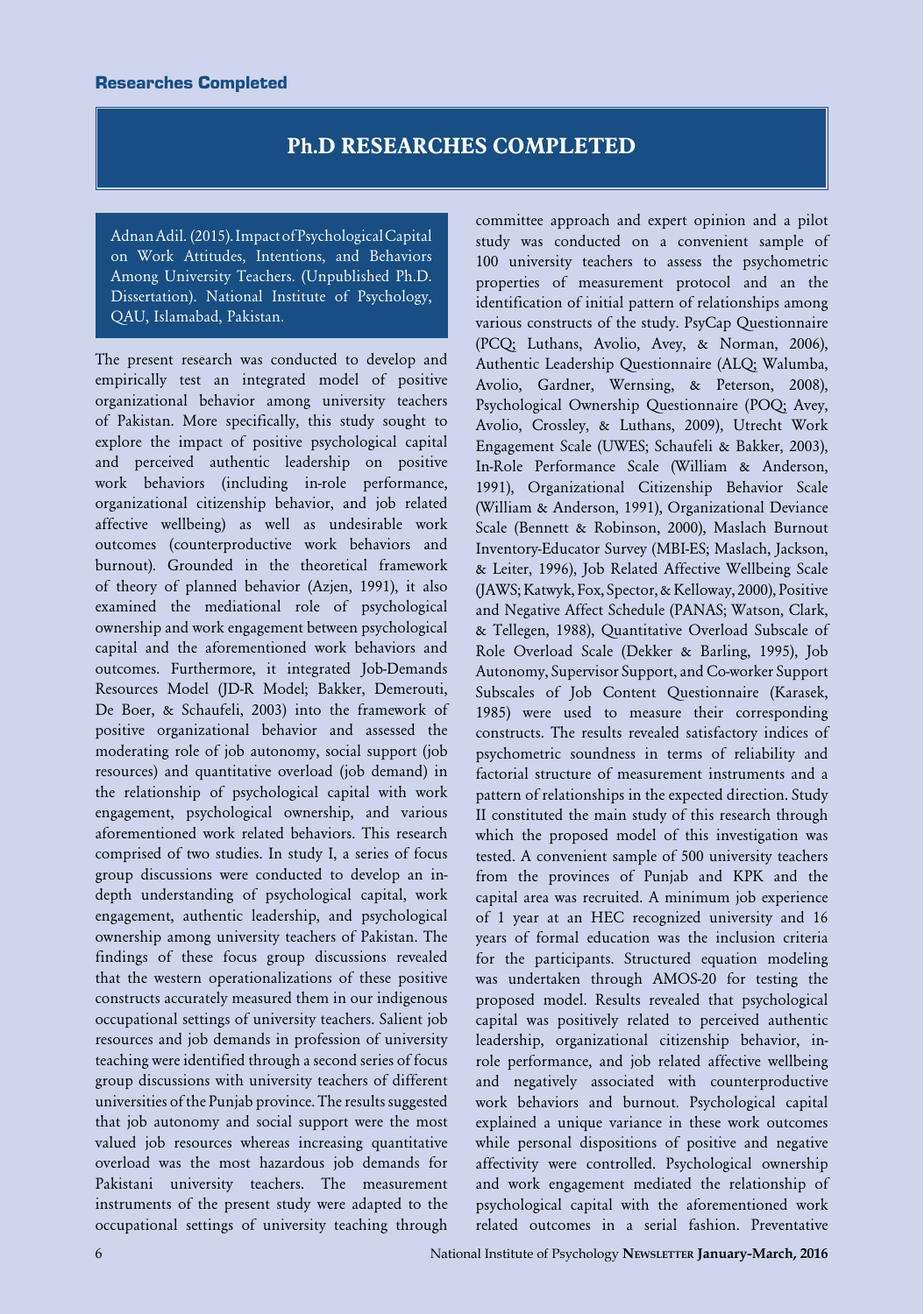**Researches Completed**

# Ph.D RESEARCHES COMPLETED

Adnan Adil. (2015). Impact of Psychological Capital on Work Attitudes, Intentions, and Behaviors Among University Teachers. (Unpublished Ph.D. Dissertation). National Institute of Psychology, QAU, Islamabad, Pakistan.

The present research was conducted to develop and empirically test an integrated model of positive organizational behavior among university teachers of Pakistan. More specifically, this study sought to explore the impact of positive psychological capital and perceived authentic leadership on positive work behaviors (including in-role performance, organizational citizenship behavior, and job related affective wellbeing) as well as undesirable work outcomes (counterproductive work behaviors and burnout). Grounded in the theoretical framework of theory of planned behavior (Azjen, 1991), it also examined the mediational role of psychological ownership and work engagement between psychological capital and the aforementioned work behaviors and outcomes. Furthermore, it integrated Job-Demands Resources Model (JD-R Model; Bakker, Demerouti, De Boer, & Schaufeli, 2003) into the framework of positive organizational behavior and assessed the moderating role of job autonomy, social support (job resources) and quantitative overload (job demand) in the relationship of psychological capital with work engagement, psychological ownership, and various aforementioned work related behaviors. This research comprised of two studies. In study I, a series of focus group discussions were conducted to develop an in-depth understanding of psychological capital, work engagement, authentic leadership, and psychological ownership among university teachers of Pakistan. The findings of these focus group discussions revealed that the western operationalizations of these positive constructs accurately measured them in our indigenous occupational settings of university teachers. Salient job resources and job demands in profession of university teaching were identified through a second series of focus group discussions with university teachers of different universities of the Punjab province. The results suggested that job autonomy and social support were the most valued job resources whereas increasing quantitative overload was the most hazardous job demands for Pakistani university teachers. The measurement instruments of the present study were adapted to the occupational settings of university teaching through committee approach and expert opinion and a pilot study was conducted on a convenient sample of 100 university teachers to assess the psychometric properties of measurement protocol and an the identification of initial pattern of relationships among various constructs of the study. PsyCap Questionnaire (PCQ; Luthans, Avolio, Avey, & Norman, 2006), Authentic Leadership Questionnaire (ALQ; Walumba, Avolio, Gardner, Wernsing, & Peterson, 2008), Psychological Ownership Questionnaire (POQ; Avey, Avolio, Crossley, & Luthans, 2009), Utrecht Work Engagement Scale (UWES; Schaufeli & Bakker, 2003), In-Role Performance Scale (William & Anderson, 1991), Organizational Citizenship Behavior Scale (William & Anderson, 1991), Organizational Deviance Scale (Bennett & Robinson, 2000), Maslach Burnout Inventory-Educator Survey (MBI-ES; Maslach, Jackson, & Leiter, 1996), Job Related Affective Wellbeing Scale (JAWS; Katwyk, Fox, Spector, & Kelloway, 2000), Positive and Negative Affect Schedule (PANAS; Watson, Clark, & Tellegen, 1988), Quantitative Overload Subscale of Role Overload Scale (Dekker & Barling, 1995), Job Autonomy, Supervisor Support, and Co-worker Support Subscales of Job Content Questionnaire (Karasek, 1985) were used to measure their corresponding constructs. The results revealed satisfactory indices of psychometric soundness in terms of reliability and factorial structure of measurement instruments and a pattern of relationships in the expected direction. Study II constituted the main study of this research through which the proposed model of this investigation was tested. A convenient sample of 500 university teachers from the provinces of Punjab and KPK and the capital area was recruited. A minimum job experience of 1 year at an HEC recognized university and 16 years of formal education was the inclusion criteria for the participants. Structured equation modeling was undertaken through AMOS-20 for testing the proposed model. Results revealed that psychological capital was positively related to perceived authentic leadership, organizational citizenship behavior, in-role performance, and job related affective wellbeing and negatively associated with counterproductive work behaviors and burnout. Psychological capital explained a unique variance in these work outcomes while personal dispositions of positive and negative affectivity were controlled. Psychological ownership and work engagement mediated the relationship of psychological capital with the aforementioned work related outcomes in a serial fashion. Preventative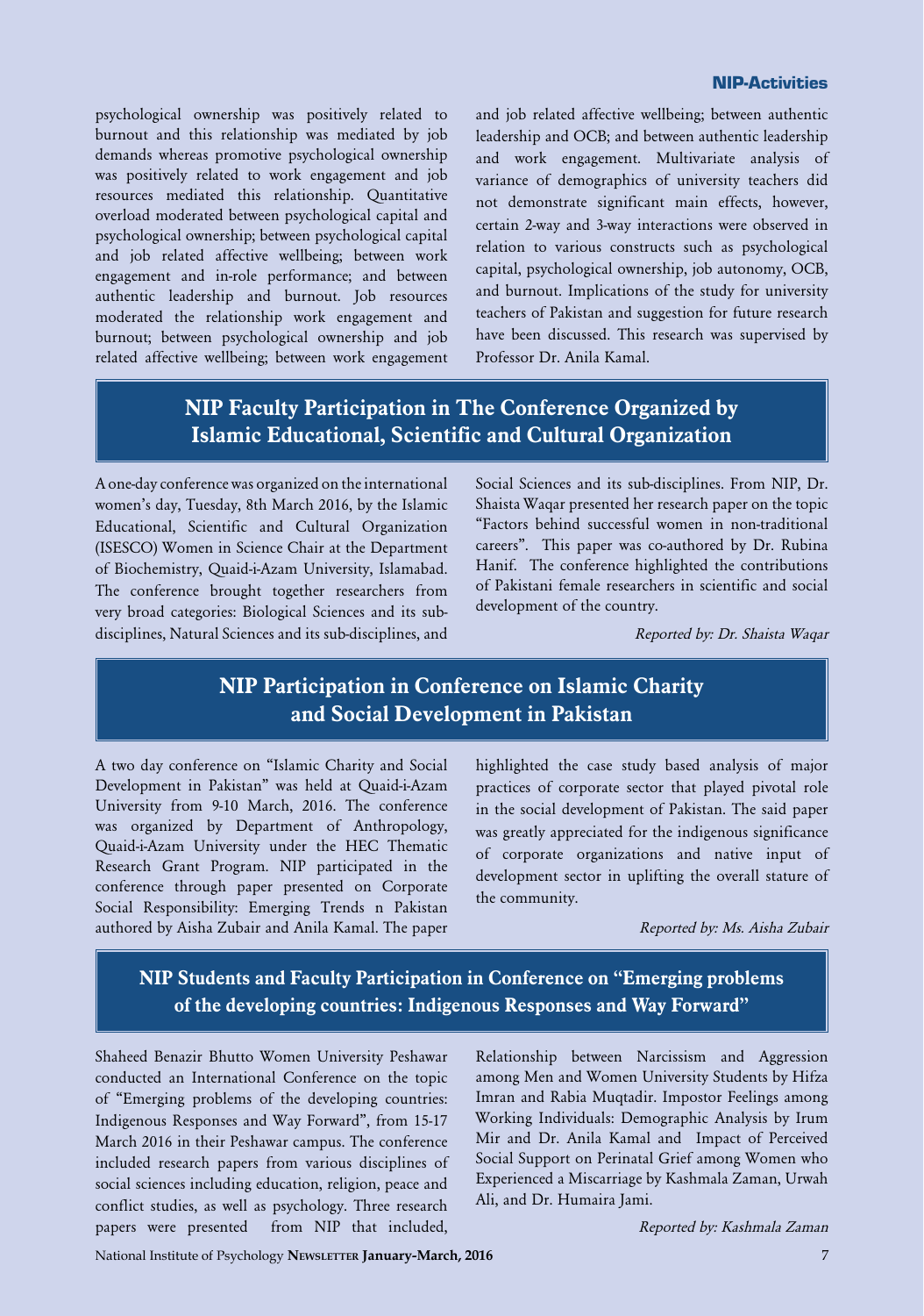psychological ownership was positively related to burnout and this relationship was mediated by job demands whereas promotive psychological ownership was positively related to work engagement and job resources mediated this relationship. Quantitative overload moderated between psychological capital and psychological ownership; between psychological capital and job related affective wellbeing; between work engagement and in-role performance; and between authentic leadership and burnout. Job resources moderated the relationship work engagement and burnout; between psychological ownership and job related affective wellbeing; between work engagement and job related affective wellbeing; between authentic leadership and OCB; and between authentic leadership and work engagement. Multivariate analysis of variance of demographics of university teachers did not demonstrate significant main effects, however, certain 2-way and 3-way interactions were observed in relation to various constructs such as psychological capital, psychological ownership, job autonomy, OCB, and burnout. Implications of the study for university teachers of Pakistan and suggestion for future research have been discussed. This research was supervised by Professor Dr. Anila Kamal.

## NIP Faculty Participation in The Conference Organized by Islamic Educational, Scientific and Cultural Organization

A one-day conference was organized on the international women's day, Tuesday, 8th March 2016, by the Islamic Educational, Scientific and Cultural Organization (ISESCO) Women in Science Chair at the Department of Biochemistry, Quaid-i-Azam University, Islamabad. The conference brought together researchers from very broad categories: Biological Sciences and its sub-disciplines, Natural Sciences and its sub-disciplines, and Social Sciences and its sub-disciplines. From NIP, Dr. Shaista Waqar presented her research paper on the topic "Factors behind successful women in non-traditional careers". This paper was co-authored by Dr. Rubina Hanif. The conference highlighted the contributions of Pakistani female researchers in scientific and social development of the country.

*Reported by: Dr. Shaista Waqar*

## NIP Participation in Conference on Islamic Charity and Social Development in Pakistan

A two day conference on "Islamic Charity and Social Development in Pakistan" was held at Quaid-i-Azam University from 9-10 March, 2016. The conference was organized by Department of Anthropology, Quaid-i-Azam University under the HEC Thematic Research Grant Program. NIP participated in the conference through paper presented on Corporate Social Responsibility: Emerging Trends n Pakistan authored by Aisha Zubair and Anila Kamal. The paper highlighted the case study based analysis of major practices of corporate sector that played pivotal role in the social development of Pakistan. The said paper was greatly appreciated for the indigenous significance of corporate organizations and native input of development sector in uplifting the overall stature of the community.

*Reported by: Ms. Aisha Zubair*

## NIP Students and Faculty Participation in Conference on "Emerging problems of the developing countries: Indigenous Responses and Way Forward"

Shaheed Benazir Bhutto Women University Peshawar conducted an International Conference on the topic of "Emerging problems of the developing countries: Indigenous Responses and Way Forward", from 15-17 March 2016 in their Peshawar campus. The conference included research papers from various disciplines of social sciences including education, religion, peace and conflict studies, as well as psychology. Three research papers were presented from NIP that included, Relationship between Narcissism and Aggression among Men and Women University Students by Hifza Imran and Rabia Muqtadir. Impostor Feelings among Working Individuals: Demographic Analysis by Irum Mir and Dr. Anila Kamal and Impact of Perceived Social Support on Perinatal Grief among Women who Experienced a Miscarriage by Kashmala Zaman, Urwah Ali, and Dr. Humaira Jami.

*Reported by: Kashmala Zaman*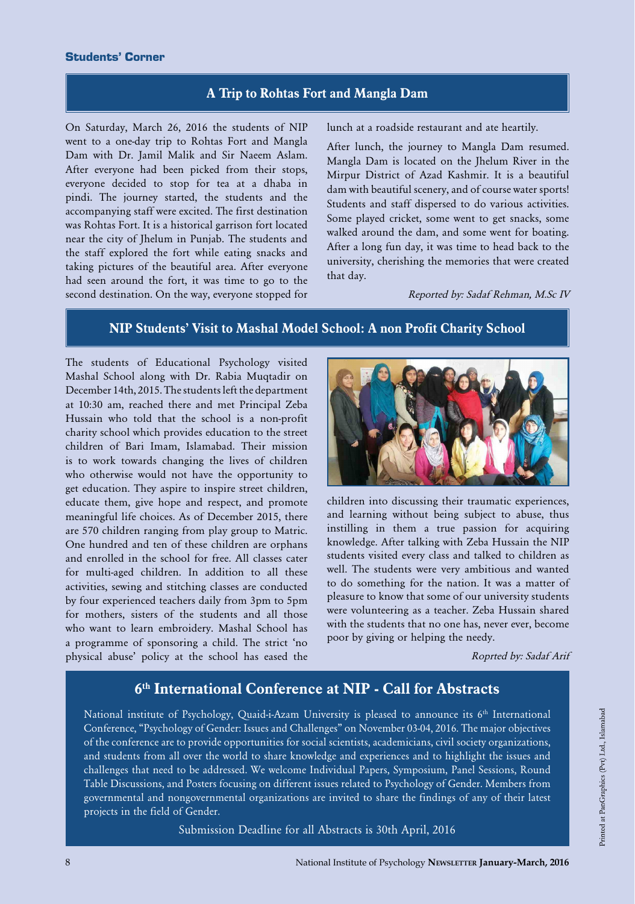**Students' Corner**

## A Trip to Rohtas Fort and Mangla Dam

On Saturday, March 26, 2016 the students of NIP went to a one-day trip to Rohtas Fort and Mangla Dam with Dr. Jamil Malik and Sir Naeem Aslam. After everyone had been picked from their stops, everyone decided to stop for tea at a dhaba in pindi. The journey started, the students and the accompanying staff were excited. The first destination was Rohtas Fort. It is a historical garrison fort located near the city of Jhelum in Punjab. The students and the staff explored the fort while eating snacks and taking pictures of the beautiful area. After everyone had seen around the fort, it was time to go to the second destination. On the way, everyone stopped for lunch at a roadside restaurant and ate heartily.

After lunch, the journey to Mangla Dam resumed. Mangla Dam is located on the Jhelum River in the Mirpur District of Azad Kashmir. It is a beautiful dam with beautiful scenery, and of course water sports! Students and staff dispersed to do various activities. Some played cricket, some went to get snacks, some walked around the dam, and some went for boating. After a long fun day, it was time to head back to the university, cherishing the memories that were created that day.

*Reported by: Sadaf Rehman, M.Sc IV*

## NIP Students' Visit to Mashal Model School: A non Profit Charity School

The students of Educational Psychology visited Mashal School along with Dr. Rabia Muqtadir on December 14th, 2015. The students left the department at 10:30 am, reached there and met Principal Zeba Hussain who told that the school is a non-profit charity school which provides education to the street children of Bari Imam, Islamabad. Their mission is to work towards changing the lives of children who otherwise would not have the opportunity to get education. They aspire to inspire street children, educate them, give hope and respect, and promote meaningful life choices. As of December 2015, there are 570 children ranging from play group to Matric. One hundred and ten of these children are orphans and enrolled in the school for free. All classes cater for multi-aged children. In addition to all these activities, sewing and stitching classes are conducted by four experienced teachers daily from 3pm to 5pm for mothers, sisters of the students and all those who want to learn embroidery. Mashal School has a programme of sponsoring a child. The strict 'no physical abuse' policy at the school has eased the children into discussing their traumatic experiences, and learning without being subject to abuse, thus instilling in them a true passion for acquiring knowledge. After talking with Zeba Hussain the NIP students visited every class and talked to children as well. The students were very ambitious and wanted to do something for the nation. It was a matter of pleasure to know that some of our university students were volunteering as a teacher. Zeba Hussain shared with the students that no one has, never ever, become poor by giving or helping the needy.

*Roprted by: Sadaf Arif*

## 6th International Conference at NIP - Call for Abstracts

National institute of Psychology, Quaid-i-Azam University is pleased to announce its 6th International Conference, "Psychology of Gender: Issues and Challenges" on November 03-04, 2016. The major objectives of the conference are to provide opportunities for social scientists, academicians, civil society organizations, and students from all over the world to share knowledge and experiences and to highlight the issues and challenges that need to be addressed. We welcome Individual Papers, Symposium, Panel Sessions, Round Table Discussions, and Posters focusing on different issues related to Psychology of Gender. Members from governmental and nongovernmental organizations are invited to share the findings of any of their latest projects in the field of Gender.

Submission Deadline for all Abstracts is 30th April, 2016

Printed at PanGraphics (Pvt) Ltd., Islamabad